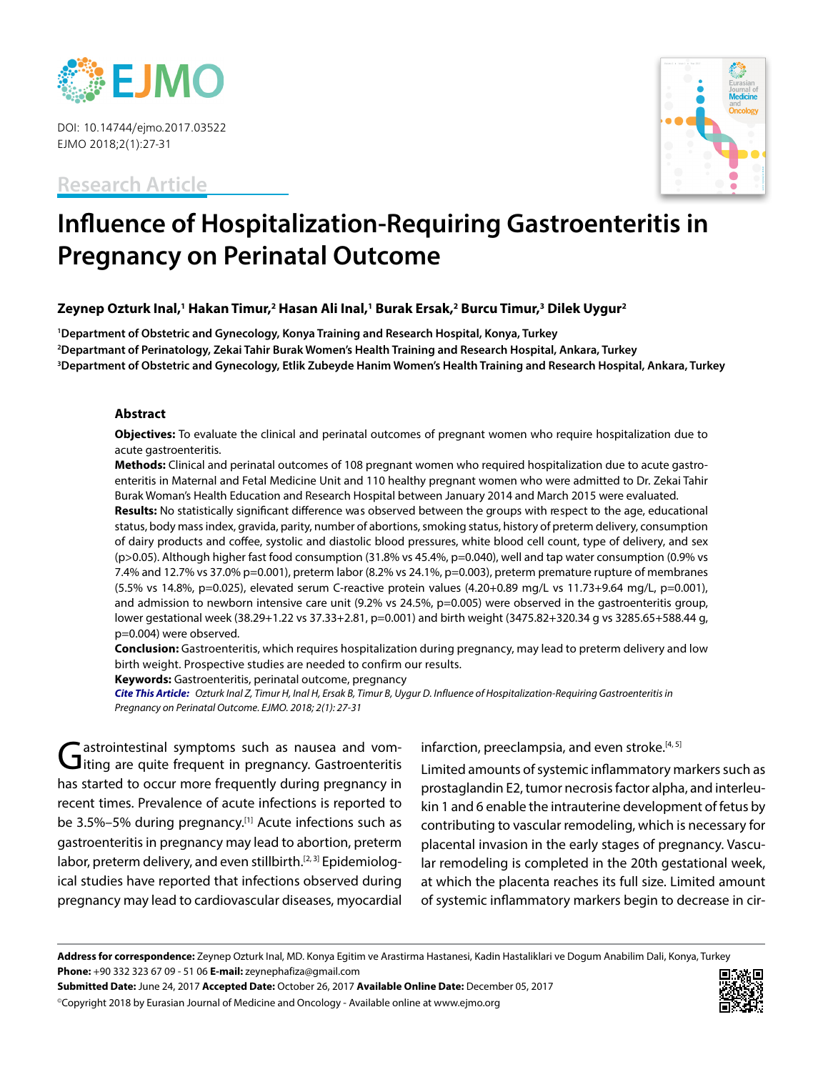DOI: 10.14744/ejmo.2017.03522
EJMO 2018;2(1):27-31

Research Article

# Influence of Hospitalization-Requiring Gastroenteritis in Pregnancy on Perinatal Outcome

**Zeynep Ozturk Inal,[1] Hakan Timur,[2] Hasan Ali Inal,[1] Burak Ersak,[2] Burcu Timur,[3] Dilek Uygur[2]**

[1]Department of Obstetric and Gynecology, Konya Training and Research Hospital, Konya, Turkey
[2]Departmant of Perinatology, Zekai Tahir Burak Women's Health Training and Research Hospital, Ankara, Turkey
[3]Department of Obstetric and Gynecology, Etlik Zubeyde Hanim Women's Health Training and Research Hospital, Ankara, Turkey

## Abstract

**Objectives:** To evaluate the clinical and perinatal outcomes of pregnant women who require hospitalization due to acute gastroenteritis.

**Methods:** Clinical and perinatal outcomes of 108 pregnant women who required hospitalization due to acute gastroenteritis in Maternal and Fetal Medicine Unit and 110 healthy pregnant women who were admitted to Dr. Zekai Tahir Burak Woman's Health Education and Research Hospital between January 2014 and March 2015 were evaluated.

**Results:** No statistically significant difference was observed between the groups with respect to the age, educational status, body mass index, gravida, parity, number of abortions, smoking status, history of preterm delivery, consumption of dairy products and coffee, systolic and diastolic blood pressures, white blood cell count, type of delivery, and sex ($p>0.05$). Although higher fast food consumption (31.8% vs 45.4%, $p=0.040$), well and tap water consumption (0.9% vs 7.4% and 12.7% vs 37.0% $p=0.001$), preterm labor (8.2% vs 24.1%, $p=0.003$), preterm premature rupture of membranes (5.5% vs 14.8%, $p=0.025$), elevated serum C-reactive protein values (4.20+0.89 mg/L vs 11.73+9.64 mg/L, $p=0.001$), and admission to newborn intensive care unit (9.2% vs 24.5%, $p=0.005$) were observed in the gastroenteritis group, lower gestational week (38.29+1.22 vs 37.33+2.81, $p=0.001$) and birth weight (3475.82+320.34 g vs 3285.65+588.44 g, $p=0.004$) were observed.

**Conclusion:** Gastroenteritis, which requires hospitalization during pregnancy, may lead to preterm delivery and low birth weight. Prospective studies are needed to confirm our results.

**Keywords:** Gastroenteritis, perinatal outcome, pregnancy

***Cite This Article:*** *Ozturk Inal Z, Timur H, Inal H, Ersak B, Timur B, Uygur D. Influence of Hospitalization-Requiring Gastroenteritis in Pregnancy on Perinatal Outcome. EJMO. 2018; 2(1): 27-31*

Gastrointestinal symptoms such as nausea and vomiting are quite frequent in pregnancy. Gastroenteritis has started to occur more frequently during pregnancy in recent times. Prevalence of acute infections is reported to be 3.5%–5% during pregnancy.[1] Acute infections such as gastroenteritis in pregnancy may lead to abortion, preterm labor, preterm delivery, and even stillbirth.[2, 3] Epidemiological studies have reported that infections observed during pregnancy may lead to cardiovascular diseases, myocardial infarction, preeclampsia, and even stroke.[4, 5]

Limited amounts of systemic inflammatory markers such as prostaglandin E2, tumor necrosis factor alpha, and interleukin 1 and 6 enable the intrauterine development of fetus by contributing to vascular remodeling, which is necessary for placental invasion in the early stages of pregnancy. Vascular remodeling is completed in the 20th gestational week, at which the placenta reaches its full size. Limited amount of systemic inflammatory markers begin to decrease in cir-

**Address for correspondence:** Zeynep Ozturk Inal, MD. Konya Egitim ve Arastirma Hastanesi, Kadin Hastaliklari ve Dogum Anabilim Dali, Konya, Turkey
**Phone:** +90 332 323 67 09 - 51 06 **E-mail:** zeynephafiza@gmail.com
**Submitted Date:** June 24, 2017 **Accepted Date:** October 26, 2017 **Available Online Date:** December 05, 2017
©Copyright 2018 by Eurasian Journal of Medicine and Oncology - Available online at www.ejmo.org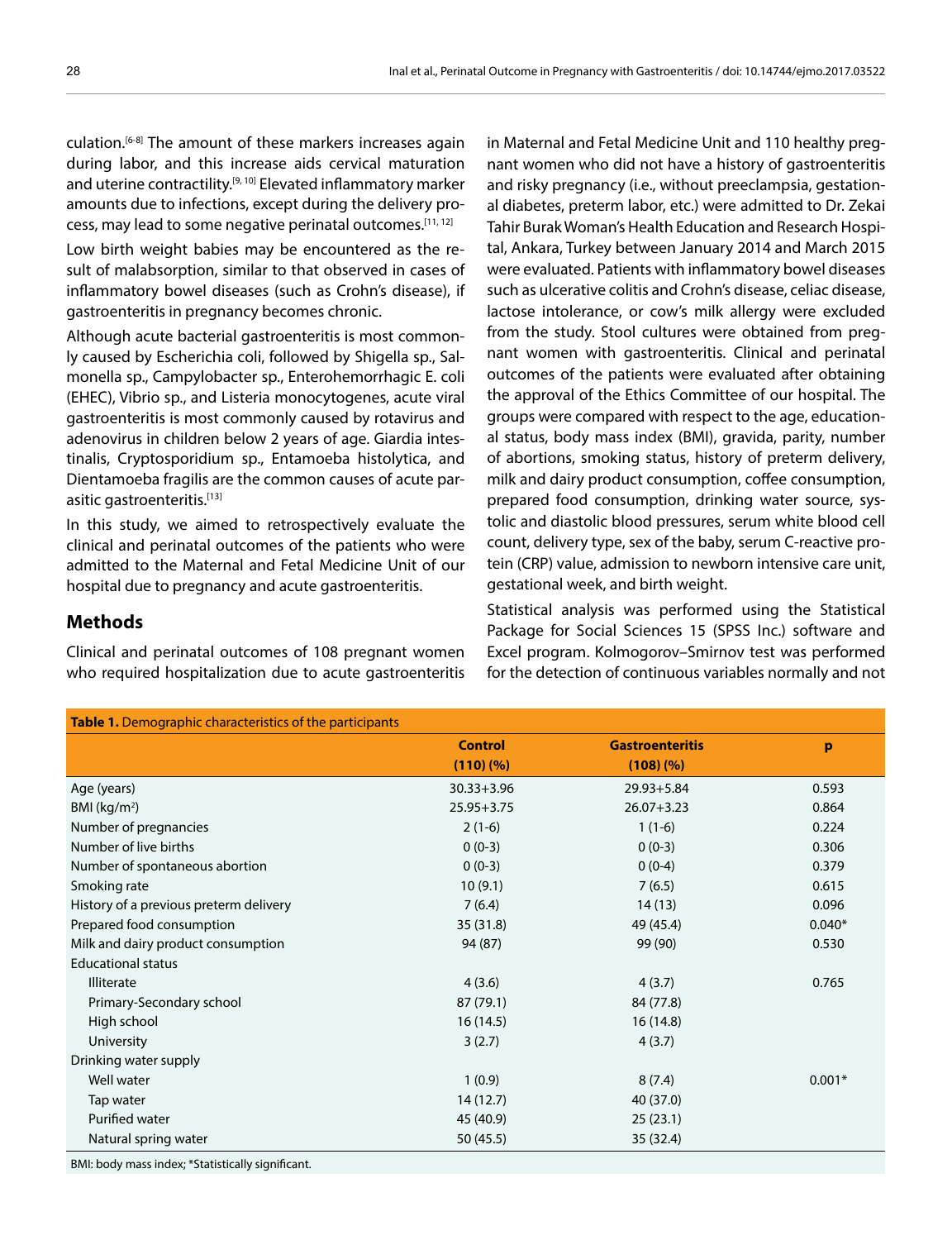culation.[6-8] The amount of these markers increases again during labor, and this increase aids cervical maturation and uterine contractility.[9, 10] Elevated inflammatory marker amounts due to infections, except during the delivery process, may lead to some negative perinatal outcomes.[11, 12]

Low birth weight babies may be encountered as the result of malabsorption, similar to that observed in cases of inflammatory bowel diseases (such as Crohn's disease), if gastroenteritis in pregnancy becomes chronic.

Although acute bacterial gastroenteritis is most commonly caused by Escherichia coli, followed by Shigella sp., Salmonella sp., Campylobacter sp., Enterohemorrhagic E. coli (EHEC), Vibrio sp., and Listeria monocytogenes, acute viral gastroenteritis is most commonly caused by rotavirus and adenovirus in children below 2 years of age. Giardia intestinalis, Cryptosporidium sp., Entamoeba histolytica, and Dientamoeba fragilis are the common causes of acute parasitic gastroenteritis.[13]

In this study, we aimed to retrospectively evaluate the clinical and perinatal outcomes of the patients who were admitted to the Maternal and Fetal Medicine Unit of our hospital due to pregnancy and acute gastroenteritis.

## Methods

Clinical and perinatal outcomes of 108 pregnant women who required hospitalization due to acute gastroenteritis in Maternal and Fetal Medicine Unit and 110 healthy pregnant women who did not have a history of gastroenteritis and risky pregnancy (i.e., without preeclampsia, gestational diabetes, preterm labor, etc.) were admitted to Dr. Zekai Tahir Burak Woman's Health Education and Research Hospital, Ankara, Turkey between January 2014 and March 2015 were evaluated. Patients with inflammatory bowel diseases such as ulcerative colitis and Crohn's disease, celiac disease, lactose intolerance, or cow's milk allergy were excluded from the study. Stool cultures were obtained from pregnant women with gastroenteritis. Clinical and perinatal outcomes of the patients were evaluated after obtaining the approval of the Ethics Committee of our hospital. The groups were compared with respect to the age, educational status, body mass index (BMI), gravida, parity, number of abortions, smoking status, history of preterm delivery, milk and dairy product consumption, coffee consumption, prepared food consumption, drinking water source, systolic and diastolic blood pressures, serum white blood cell count, delivery type, sex of the baby, serum C-reactive protein (CRP) value, admission to newborn intensive care unit, gestational week, and birth weight.

Statistical analysis was performed using the Statistical Package for Social Sciences 15 (SPSS Inc.) software and Excel program. Kolmogorov–Smirnov test was performed for the detection of continuous variables normally and not

**Table 1.** Demographic characteristics of the participants

| | Control (110) (%) | Gastroenteritis (108) (%) | p |
|---|---|---|---|
| Age (years) | 30.33+3.96 | 29.93+5.84 | 0.593 |
| BMI (kg/m²) | 25.95+3.75 | 26.07+3.23 | 0.864 |
| Number of pregnancies | 2 (1-6) | 1 (1-6) | 0.224 |
| Number of live births | 0 (0-3) | 0 (0-3) | 0.306 |
| Number of spontaneous abortion | 0 (0-3) | 0 (0-4) | 0.379 |
| Smoking rate | 10 (9.1) | 7 (6.5) | 0.615 |
| History of a previous preterm delivery | 7 (6.4) | 14 (13) | 0.096 |
| Prepared food consumption | 35 (31.8) | 49 (45.4) | 0.040* |
| Milk and dairy product consumption | 94 (87) | 99 (90) | 0.530 |
| Educational status | | | |
| Illiterate | 4 (3.6) | 4 (3.7) | 0.765 |
| Primary-Secondary school | 87 (79.1) | 84 (77.8) | |
| High school | 16 (14.5) | 16 (14.8) | |
| University | 3 (2.7) | 4 (3.7) | |
| Drinking water supply | | | |
| Well water | 1 (0.9) | 8 (7.4) | 0.001* |
| Tap water | 14 (12.7) | 40 (37.0) | |
| Purified water | 45 (40.9) | 25 (23.1) | |
| Natural spring water | 50 (45.5) | 35 (32.4) | |

BMI: body mass index; *Statistically significant.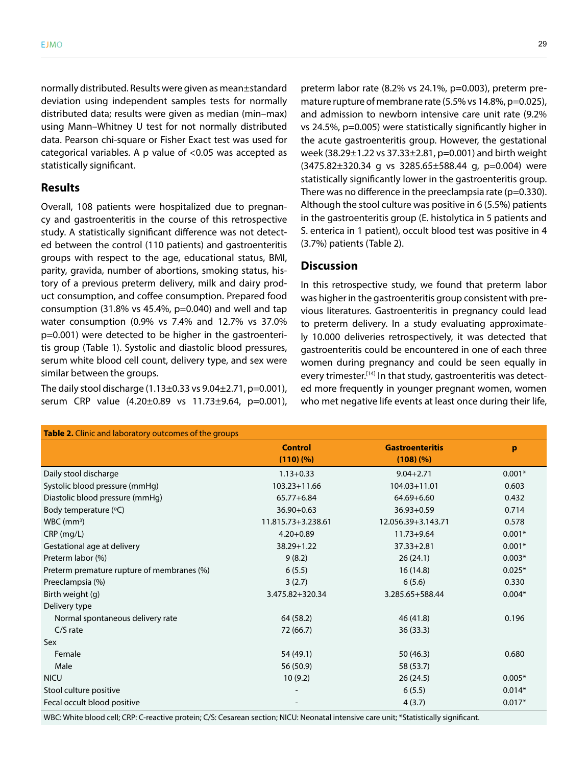normally distributed. Results were given as mean±standard deviation using independent samples tests for normally distributed data; results were given as median (min–max) using Mann–Whitney U test for not normally distributed data. Pearson chi-square or Fisher Exact test was used for categorical variables. A p value of <0.05 was accepted as statistically significant.

## Results

Overall, 108 patients were hospitalized due to pregnancy and gastroenteritis in the course of this retrospective study. A statistically significant difference was not detected between the control (110 patients) and gastroenteritis groups with respect to the age, educational status, BMI, parity, gravida, number of abortions, smoking status, history of a previous preterm delivery, milk and dairy product consumption, and coffee consumption. Prepared food consumption (31.8% vs 45.4%, p=0.040) and well and tap water consumption (0.9% vs 7.4% and 12.7% vs 37.0% p=0.001) were detected to be higher in the gastroenteritis group (Table 1). Systolic and diastolic blood pressures, serum white blood cell count, delivery type, and sex were similar between the groups.

The daily stool discharge (1.13±0.33 vs 9.04±2.71, p=0.001), serum CRP value (4.20±0.89 vs 11.73±9.64, p=0.001), preterm labor rate (8.2% vs 24.1%, p=0.003), preterm premature rupture of membrane rate (5.5% vs 14.8%, p=0.025), and admission to newborn intensive care unit rate (9.2% vs 24.5%, p=0.005) were statistically significantly higher in the acute gastroenteritis group. However, the gestational week (38.29±1.22 vs 37.33±2.81, p=0.001) and birth weight (3475.82±320.34 g vs 3285.65±588.44 g, p=0.004) were statistically significantly lower in the gastroenteritis group. There was no difference in the preeclampsia rate (p=0.330). Although the stool culture was positive in 6 (5.5%) patients in the gastroenteritis group (E. histolytica in 5 patients and S. enterica in 1 patient), occult blood test was positive in 4 (3.7%) patients (Table 2).

## Discussion

In this retrospective study, we found that preterm labor was higher in the gastroenteritis group consistent with previous literatures. Gastroenteritis in pregnancy could lead to preterm delivery. In a study evaluating approximately 10.000 deliveries retrospectively, it was detected that gastroenteritis could be encountered in one of each three women during pregnancy and could be seen equally in every trimester.[14] In that study, gastroenteritis was detected more frequently in younger pregnant women, women who met negative life events at least once during their life,

**Table 2.** Clinic and laboratory outcomes of the groups

| | Control (110) (%) | Gastroenteritis (108) (%) | p |
|---|---|---|---|
| Daily stool discharge | 1.13+0.33 | 9.04+2.71 | 0.001* |
| Systolic blood pressure (mmHg) | 103.23+11.66 | 104.03+11.01 | 0.603 |
| Diastolic blood pressure (mmHg) | 65.77+6.84 | 64.69+6.60 | 0.432 |
| Body temperature (ºC) | 36.90+0.63 | 36.93+0.59 | 0.714 |
| WBC ($mm^3$) | 11.815.73+3.238.61 | 12.056.39+3.143.71 | 0.578 |
| CRP (mg/L) | 4.20+0.89 | 11.73+9.64 | 0.001* |
| Gestational age at delivery | 38.29+1.22 | 37.33+2.81 | 0.001* |
| Preterm labor (%) | 9 (8.2) | 26 (24.1) | 0.003* |
| Preterm premature rupture of membranes (%) | 6 (5.5) | 16 (14.8) | 0.025* |
| Preeclampsia (%) | 3 (2.7) | 6 (5.6) | 0.330 |
| Birth weight (g) | 3.475.82+320.34 | 3.285.65+588.44 | 0.004* |
| Delivery type | | | |
| Normal spontaneous delivery rate | 64 (58.2) | 46 (41.8) | 0.196 |
| C/S rate | 72 (66.7) | 36 (33.3) | |
| Sex | | | |
| Female | 54 (49.1) | 50 (46.3) | 0.680 |
| Male | 56 (50.9) | 58 (53.7) | |
| NICU | 10 (9.2) | 26 (24.5) | 0.005* |
| Stool culture positive | - | 6 (5.5) | 0.014* |
| Fecal occult blood positive | - | 4 (3.7) | 0.017* |

WBC: White blood cell; CRP: C-reactive protein; C/S: Cesarean section; NICU: Neonatal intensive care unit; *Statistically significant.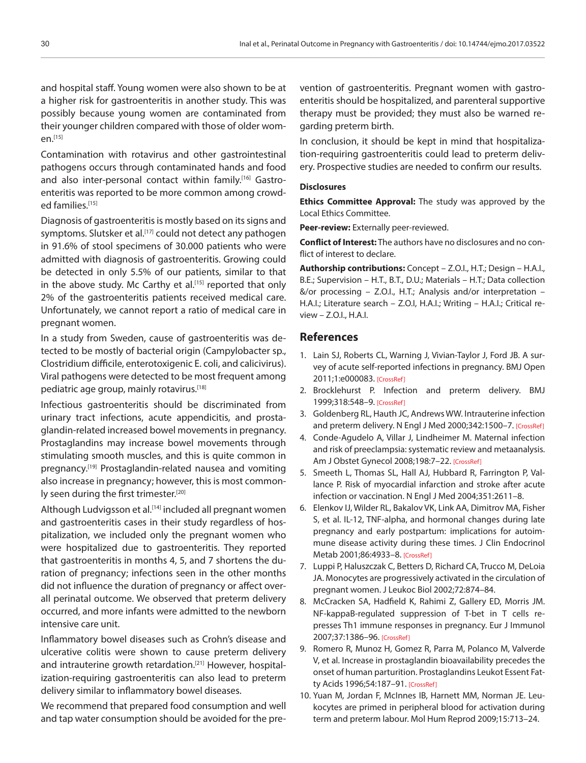and hospital staff. Young women were also shown to be at a higher risk for gastroenteritis in another study. This was possibly because young women are contaminated from their younger children compared with those of older women.[15]

Contamination with rotavirus and other gastrointestinal pathogens occurs through contaminated hands and food and also inter-personal contact within family.[16] Gastroenteritis was reported to be more common among crowded families.[15]

Diagnosis of gastroenteritis is mostly based on its signs and symptoms. Slutsker et al.[17] could not detect any pathogen in 91.6% of stool specimens of 30.000 patients who were admitted with diagnosis of gastroenteritis. Growing could be detected in only 5.5% of our patients, similar to that in the above study. Mc Carthy et al.[15] reported that only 2% of the gastroenteritis patients received medical care. Unfortunately, we cannot report a ratio of medical care in pregnant women.

In a study from Sweden, cause of gastroenteritis was detected to be mostly of bacterial origin (Campylobacter sp., Clostridium difficile, enterotoxigenic E. coli, and calicivirus). Viral pathogens were detected to be most frequent among pediatric age group, mainly rotavirus.[18]

Infectious gastroenteritis should be discriminated from urinary tract infections, acute appendicitis, and prostaglandin-related increased bowel movements in pregnancy. Prostaglandins may increase bowel movements through stimulating smooth muscles, and this is quite common in pregnancy.[19] Prostaglandin-related nausea and vomiting also increase in pregnancy; however, this is most commonly seen during the first trimester.[20]

Although Ludvigsson et al.[14] included all pregnant women and gastroenteritis cases in their study regardless of hospitalization, we included only the pregnant women who were hospitalized due to gastroenteritis. They reported that gastroenteritis in months 4, 5, and 7 shortens the duration of pregnancy; infections seen in the other months did not influence the duration of pregnancy or affect overall perinatal outcome. We observed that preterm delivery occurred, and more infants were admitted to the newborn intensive care unit.

Inflammatory bowel diseases such as Crohn's disease and ulcerative colitis were shown to cause preterm delivery and intrauterine growth retardation.[21] However, hospitalization-requiring gastroenteritis can also lead to preterm delivery similar to inflammatory bowel diseases.

We recommend that prepared food consumption and well and tap water consumption should be avoided for the prevention of gastroenteritis. Pregnant women with gastroenteritis should be hospitalized, and parenteral supportive therapy must be provided; they must also be warned regarding preterm birth.

In conclusion, it should be kept in mind that hospitalization-requiring gastroenteritis could lead to preterm delivery. Prospective studies are needed to confirm our results.

### Disclosures

**Ethics Committee Approval:** The study was approved by the Local Ethics Committee.

**Peer-review:** Externally peer-reviewed.

**Conflict of Interest:** The authors have no disclosures and no conflict of interest to declare.

**Authorship contributions:** Concept – Z.O.I., H.T.; Design – H.A.I., B.E.; Supervision – H.T., B.T., D.U.; Materials – H.T.; Data collection &/or processing – Z.O.I., H.T.; Analysis and/or interpretation – H.A.I.; Literature search – Z.O.I, H.A.I.; Writing – H.A.I.; Critical review – Z.O.I., H.A.I.

## References

1. Lain SJ, Roberts CL, Warning J, Vivian-Taylor J, Ford JB. A survey of acute self-reported infections in pregnancy. BMJ Open 2011;1:e000083. [CrossRef]
2. Brocklehurst P. Infection and preterm delivery. BMJ 1999;318:548–9. [CrossRef]
3. Goldenberg RL, Hauth JC, Andrews WW. Intrauterine infection and preterm delivery. N Engl J Med 2000;342:1500–7. [CrossRef]
4. Conde-Agudelo A, Villar J, Lindheimer M. Maternal infection and risk of preeclampsia: systematic review and metaanalysis. Am J Obstet Gynecol 2008;198:7–22. [CrossRef]
5. Smeeth L, Thomas SL, Hall AJ, Hubbard R, Farrington P, Vallance P. Risk of myocardial infarction and stroke after acute infection or vaccination. N Engl J Med 2004;351:2611–8.
6. Elenkov IJ, Wilder RL, Bakalov VK, Link AA, Dimitrov MA, Fisher S, et al. IL-12, TNF-alpha, and hormonal changes during late pregnancy and early postpartum: implications for autoimmune disease activity during these times. J Clin Endocrinol Metab 2001;86:4933–8. [CrossRef]
7. Luppi P, Haluszczak C, Betters D, Richard CA, Trucco M, DeLoia JA. Monocytes are progressively activated in the circulation of pregnant women. J Leukoc Biol 2002;72:874–84.
8. McCracken SA, Hadfield K, Rahimi Z, Gallery ED, Morris JM. NF-kappaB-regulated suppression of T-bet in T cells represses Th1 immune responses in pregnancy. Eur J Immunol 2007;37:1386–96. [CrossRef]
9. Romero R, Munoz H, Gomez R, Parra M, Polanco M, Valverde V, et al. Increase in prostaglandin bioavailability precedes the onset of human parturition. Prostaglandins Leukot Essent Fatty Acids 1996;54:187–91. [CrossRef]
10. Yuan M, Jordan F, McInnes IB, Harnett MM, Norman JE. Leukocytes are primed in peripheral blood for activation during term and preterm labour. Mol Hum Reprod 2009;15:713–24.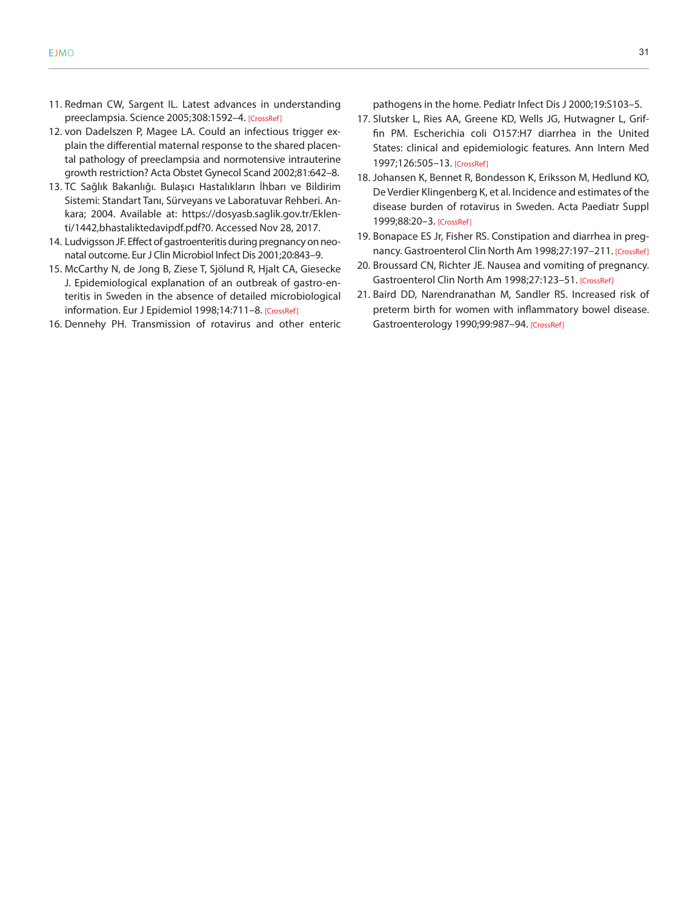11. Redman CW, Sargent IL. Latest advances in understanding preeclampsia. Science 2005;308:1592–4. [CrossRef]
12. von Dadelszen P, Magee LA. Could an infectious trigger explain the differential maternal response to the shared placental pathology of preeclampsia and normotensive intrauterine growth restriction? Acta Obstet Gynecol Scand 2002;81:642–8.
13. TC Sağlık Bakanlığı. Bulaşıcı Hastalıkların İhbarı ve Bildirim Sistemi: Standart Tanı, Sürveyans ve Laboratuvar Rehberi. Ankara; 2004. Available at: https://dosyasb.saglik.gov.tr/Eklenti/1442,bhastaliktedavipdf.pdf?0. Accessed Nov 28, 2017.
14. Ludvigsson JF. Effect of gastroenteritis during pregnancy on neonatal outcome. Eur J Clin Microbiol Infect Dis 2001;20:843–9.
15. McCarthy N, de Jong B, Ziese T, Sjölund R, Hjalt CA, Giesecke J. Epidemiological explanation of an outbreak of gastro-enteritis in Sweden in the absence of detailed microbiological information. Eur J Epidemiol 1998;14:711–8. [CrossRef]
16. Dennehy PH. Transmission of rotavirus and other enteric pathogens in the home. Pediatr Infect Dis J 2000;19:S103–5.
17. Slutsker L, Ries AA, Greene KD, Wells JG, Hutwagner L, Griffin PM. Escherichia coli O157:H7 diarrhea in the United States: clinical and epidemiologic features. Ann Intern Med 1997;126:505–13. [CrossRef]
18. Johansen K, Bennet R, Bondesson K, Eriksson M, Hedlund KO, De Verdier Klingenberg K, et al. Incidence and estimates of the disease burden of rotavirus in Sweden. Acta Paediatr Suppl 1999;88:20–3. [CrossRef]
19. Bonapace ES Jr, Fisher RS. Constipation and diarrhea in pregnancy. Gastroenterol Clin North Am 1998;27:197–211. [CrossRef]
20. Broussard CN, Richter JE. Nausea and vomiting of pregnancy. Gastroenterol Clin North Am 1998;27:123–51. [CrossRef]
21. Baird DD, Narendranathan M, Sandler RS. Increased risk of preterm birth for women with inflammatory bowel disease. Gastroenterology 1990;99:987–94. [CrossRef]